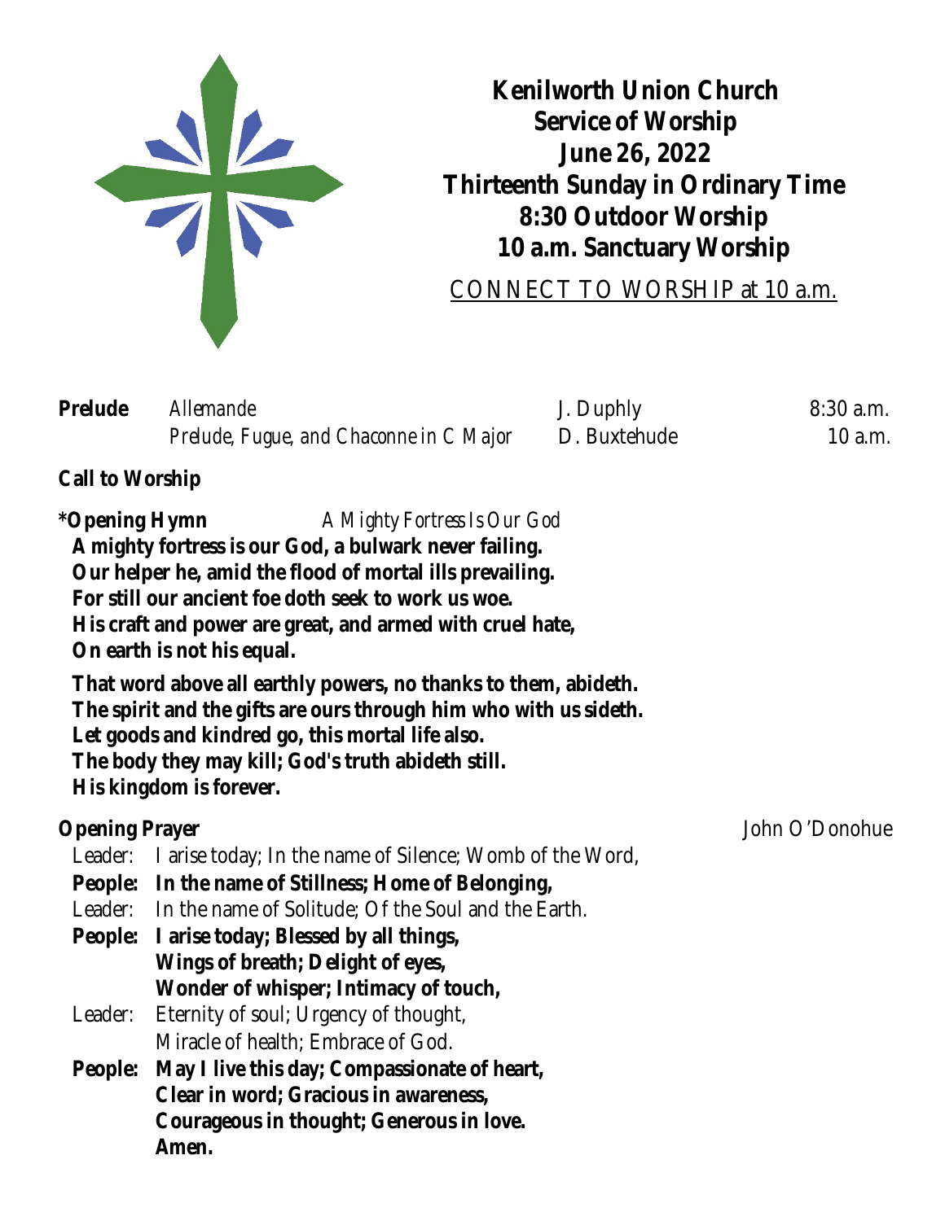# Kenilworth Union Church
## Service of Worship
## June 26, 2022
## Thirteenth Sunday in Ordinary Time
## 8:30 Outdoor Worship
## 10 a.m. Sanctuary Worship

CONNECT TO WORSHIP at 10 a.m.

| **Prelude** | *Allemande* | J. Duphly | 8:30 a.m. |
|---|---|---|---|
| | *Prelude, Fugue, and Chaconne in C Major* | D. Buxtehude | 10 a.m. |

**Call to Worship**

**\*Opening Hymn** *A Mighty Fortress Is Our God*

**A mighty fortress is our God, a bulwark never failing.**
**Our helper he, amid the flood of mortal ills prevailing.**
**For still our ancient foe doth seek to work us woe.**
**His craft and power are great, and armed with cruel hate,**
**On earth is not his equal.**

**That word above all earthly powers, no thanks to them, abideth.**
**The spirit and the gifts are ours through him who with us sideth.**
**Let goods and kindred go, this mortal life also.**
**The body they may kill; God's truth abideth still.**
**His kingdom is forever.**

**Opening Prayer** John O'Donohue

Leader: I arise today; In the name of Silence; Womb of the Word,
**People: In the name of Stillness; Home of Belonging,**
Leader: In the name of Solitude; Of the Soul and the Earth.
**People: I arise today; Blessed by all things,**
**Wings of breath; Delight of eyes,**
**Wonder of whisper; Intimacy of touch,**
Leader: Eternity of soul; Urgency of thought,
Miracle of health; Embrace of God.
**People: May I live this day; Compassionate of heart,**
**Clear in word; Gracious in awareness,**
**Courageous in thought; Generous in love.**
**Amen.**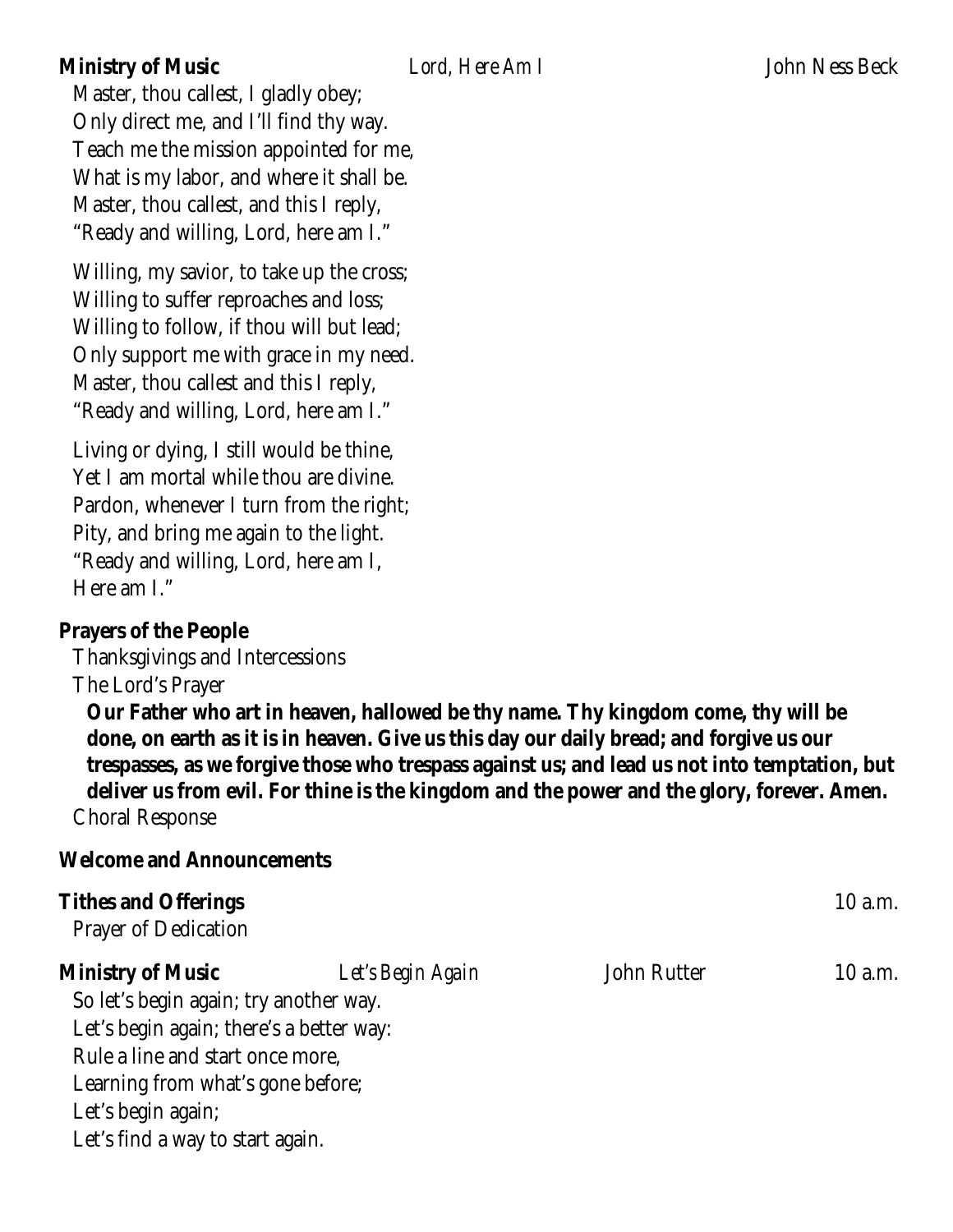**Ministry of Music** *Lord, Here Am I* John Ness Beck

Master, thou callest, I gladly obey;
Only direct me, and I'll find thy way.
Teach me the mission appointed for me,
What is my labor, and where it shall be.
Master, thou callest, and this I reply,
"Ready and willing, Lord, here am I."

Willing, my savior, to take up the cross;
Willing to suffer reproaches and loss;
Willing to follow, if thou will but lead;
Only support me with grace in my need.
Master, thou callest and this I reply,
"Ready and willing, Lord, here am I."

Living or dying, I still would be thine,
Yet I am mortal while thou are divine.
Pardon, whenever I turn from the right;
Pity, and bring me again to the light.
"Ready and willing, Lord, here am I,
Here am I."

**Prayers of the People**

Thanksgivings and Intercessions

The Lord's Prayer

**Our Father who art in heaven, hallowed be thy name. Thy kingdom come, thy will be done, on earth as it is in heaven. Give us this day our daily bread; and forgive us our trespasses, as we forgive those who trespass against us; and lead us not into temptation, but deliver us from evil. For thine is the kingdom and the power and the glory, forever. Amen.**

Choral Response

**Welcome and Announcements**

**Tithes and Offerings** 10 a.m.

Prayer of Dedication

**Ministry of Music** *Let's Begin Again* John Rutter 10 a.m.

So let's begin again; try another way.
Let's begin again; there's a better way:
Rule a line and start once more,
Learning from what's gone before;
Let's begin again;
Let's find a way to start again.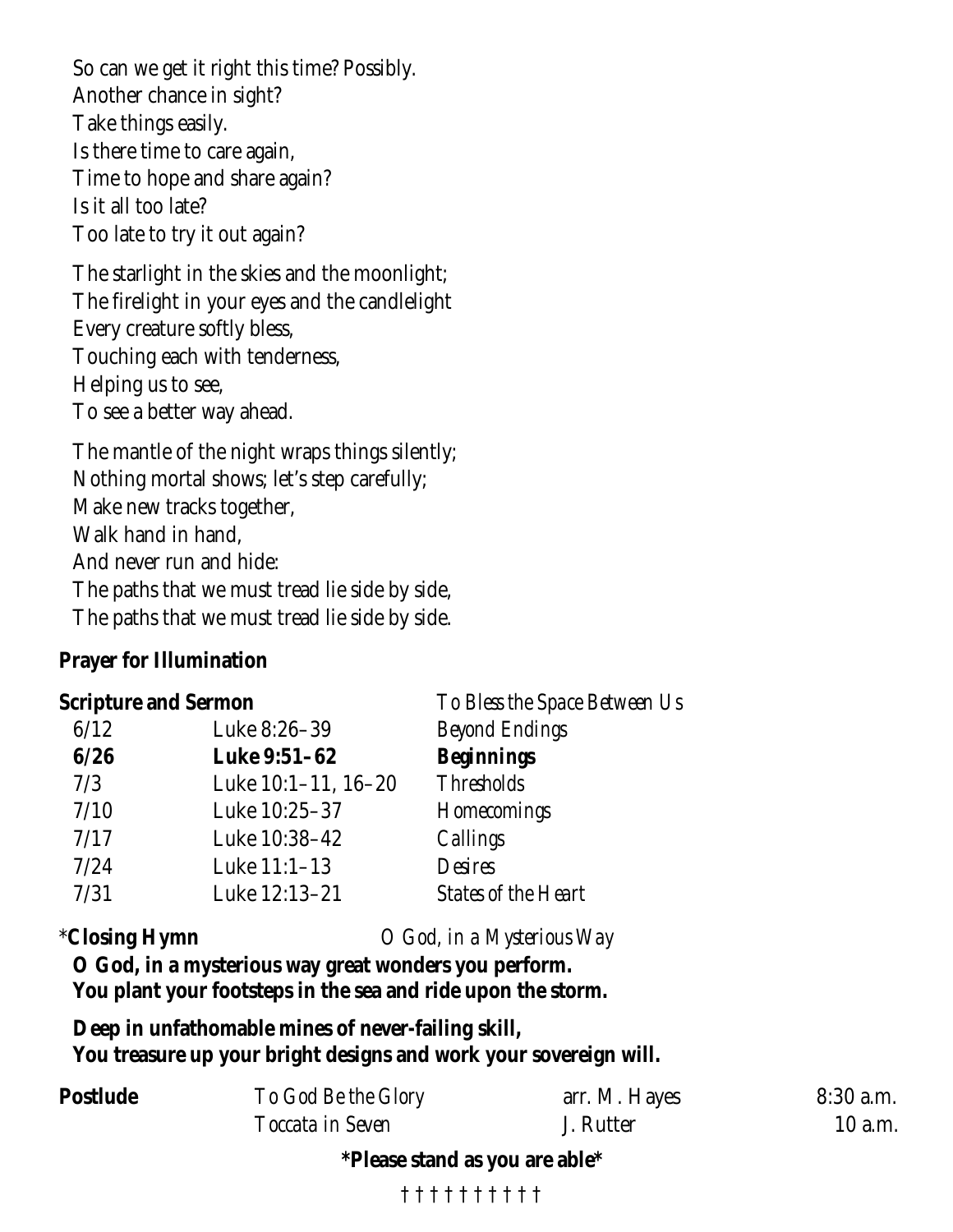So can we get it right this time? Possibly.
Another chance in sight?
Take things easily.
Is there time to care again,
Time to hope and share again?
Is it all too late?
Too late to try it out again?

The starlight in the skies and the moonlight;
The firelight in your eyes and the candlelight
Every creature softly bless,
Touching each with tenderness,
Helping us to see,
To see a better way ahead.

The mantle of the night wraps things silently;
Nothing mortal shows; let's step carefully;
Make new tracks together,
Walk hand in hand,
And never run and hide:
The paths that we must tread lie side by side,
The paths that we must tread lie side by side.

**Prayer for Illumination**

**Scripture and Sermon** *To Bless the Space Between Us*

| | | |
|---|---|---|
| 6/12 | Luke 8:26–39 | *Beyond Endings* |
| **6/26** | **Luke 9:51–62** | ***Beginnings*** |
| 7/3 | Luke 10:1–11, 16–20 | *Thresholds* |
| 7/10 | Luke 10:25–37 | *Homecomings* |
| 7/17 | Luke 10:38–42 | *Callings* |
| 7/24 | Luke 11:1–13 | *Desires* |
| 7/31 | Luke 12:13–21 | *States of the Heart* |

*__Closing Hymn__ *O God, in a Mysterious Way*

**O God, in a mysterious way great wonders you perform.**
**You plant your footsteps in the sea and ride upon the storm.**

**Deep in unfathomable mines of never-failing skill,**
**You treasure up your bright designs and work your sovereign will.**

| | | | |
|---|---|---|---|
| **Postlude** | *To God Be the Glory* | arr. M. Hayes | 8:30 a.m. |
| | *Toccata in Seven* | J. Rutter | 10 a.m. |

**\*Please stand as you are able\***

† † † † † † † † †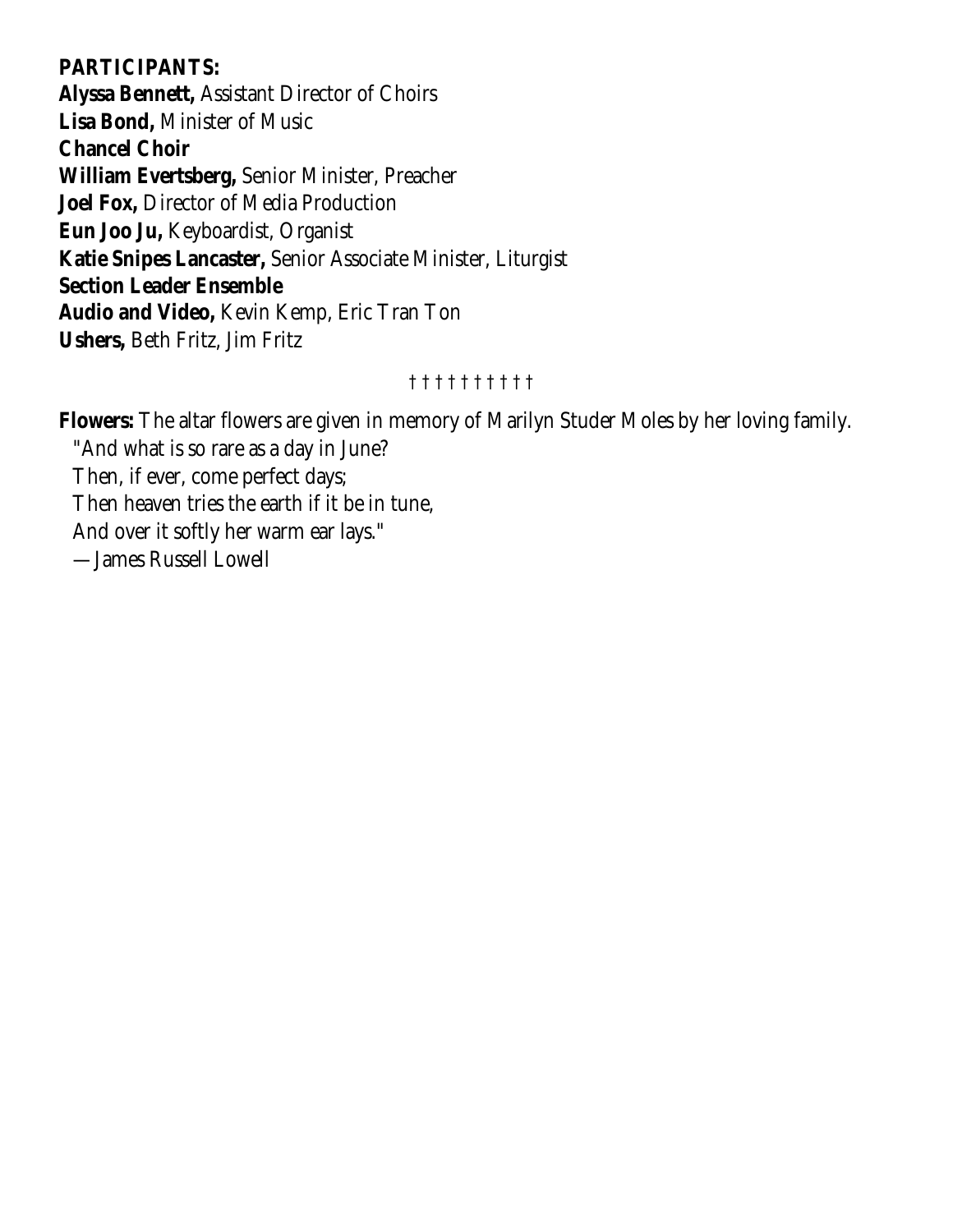**PARTICIPANTS:**

**Alyssa Bennett,** Assistant Director of Choirs
**Lisa Bond,** Minister of Music
**Chancel Choir**
**William Evertsberg,** Senior Minister, Preacher
**Joel Fox,** Director of Media Production
**Eun Joo Ju,** Keyboardist, Organist
**Katie Snipes Lancaster,** Senior Associate Minister, Liturgist
**Section Leader Ensemble**
**Audio and Video,** Kevin Kemp, Eric Tran Ton
**Ushers,** Beth Fritz, Jim Fritz

† † † † † † † † † †

**Flowers:** The altar flowers are given in memory of Marilyn Studer Moles by her loving family.

"And what is so rare as a day in June?
Then, if ever, come perfect days;
Then heaven tries the earth if it be in tune,
And over it softly her warm ear lays."
—James Russell Lowell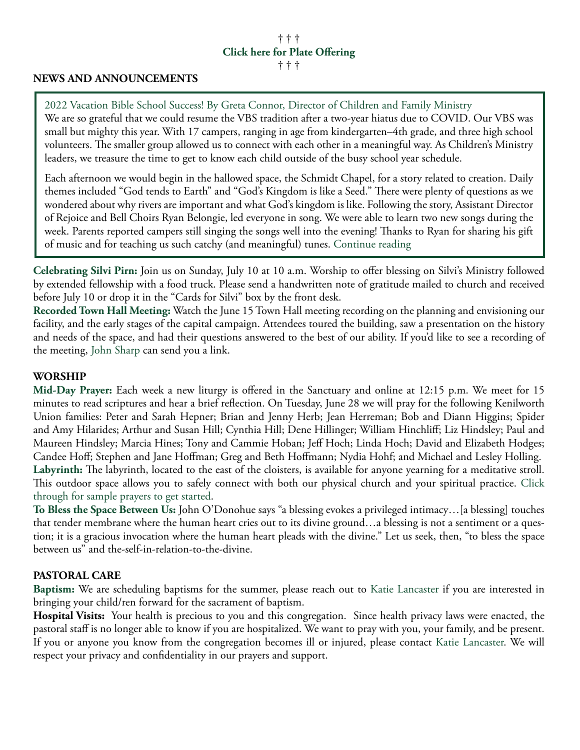† † †
**Click here for Plate Offering**
† † †

## NEWS AND ANNOUNCEMENTS

2022 Vacation Bible School Success! By Greta Connor, Director of Children and Family Ministry
We are so grateful that we could resume the VBS tradition after a two-year hiatus due to COVID. Our VBS was small but mighty this year. With 17 campers, ranging in age from kindergarten–4th grade, and three high school volunteers. The smaller group allowed us to connect with each other in a meaningful way. As Children's Ministry leaders, we treasure the time to get to know each child outside of the busy school year schedule.

Each afternoon we would begin in the hallowed space, the Schmidt Chapel, for a story related to creation. Daily themes included "God tends to Earth" and "God's Kingdom is like a Seed." There were plenty of questions as we wondered about why rivers are important and what God's kingdom is like. Following the story, Assistant Director of Rejoice and Bell Choirs Ryan Belongie, led everyone in song. We were able to learn two new songs during the week. Parents reported campers still singing the songs well into the evening! Thanks to Ryan for sharing his gift of music and for teaching us such catchy (and meaningful) tunes. Continue reading

**Celebrating Silvi Pirn:** Join us on Sunday, July 10 at 10 a.m. Worship to offer blessing on Silvi's Ministry followed by extended fellowship with a food truck. Please send a handwritten note of gratitude mailed to church and received before July 10 or drop it in the "Cards for Silvi" box by the front desk.
**Recorded Town Hall Meeting:** Watch the June 15 Town Hall meeting recording on the planning and envisioning our facility, and the early stages of the capital campaign. Attendees toured the building, saw a presentation on the history and needs of the space, and had their questions answered to the best of our ability. If you'd like to see a recording of the meeting, John Sharp can send you a link.

## WORSHIP

**Mid-Day Prayer:** Each week a new liturgy is offered in the Sanctuary and online at 12:15 p.m. We meet for 15 minutes to read scriptures and hear a brief reflection. On Tuesday, June 28 we will pray for the following Kenilworth Union families: Peter and Sarah Hepner; Brian and Jenny Herb; Jean Herreman; Bob and Diann Higgins; Spider and Amy Hilarides; Arthur and Susan Hill; Cynthia Hill; Dene Hillinger; William Hinchliff; Liz Hindsley; Paul and Maureen Hindsley; Marcia Hines; Tony and Cammie Hoban; Jeff Hoch; Linda Hoch; David and Elizabeth Hodges; Candee Hoff; Stephen and Jane Hoffman; Greg and Beth Hoffmann; Nydia Hohf; and Michael and Lesley Holling.
**Labyrinth:** The labyrinth, located to the east of the cloisters, is available for anyone yearning for a meditative stroll. This outdoor space allows you to safely connect with both our physical church and your spiritual practice. Click through for sample prayers to get started.
**To Bless the Space Between Us:** John O'Donohue says "a blessing evokes a privileged intimacy…[a blessing] touches that tender membrane where the human heart cries out to its divine ground…a blessing is not a sentiment or a question; it is a gracious invocation where the human heart pleads with the divine." Let us seek, then, "to bless the space between us" and the-self-in-relation-to-the-divine.

## PASTORAL CARE

**Baptism:** We are scheduling baptisms for the summer, please reach out to Katie Lancaster if you are interested in bringing your child/ren forward for the sacrament of baptism.
**Hospital Visits:** Your health is precious to you and this congregation. Since health privacy laws were enacted, the pastoral staff is no longer able to know if you are hospitalized. We want to pray with you, your family, and be present. If you or anyone you know from the congregation becomes ill or injured, please contact Katie Lancaster. We will respect your privacy and confidentiality in our prayers and support.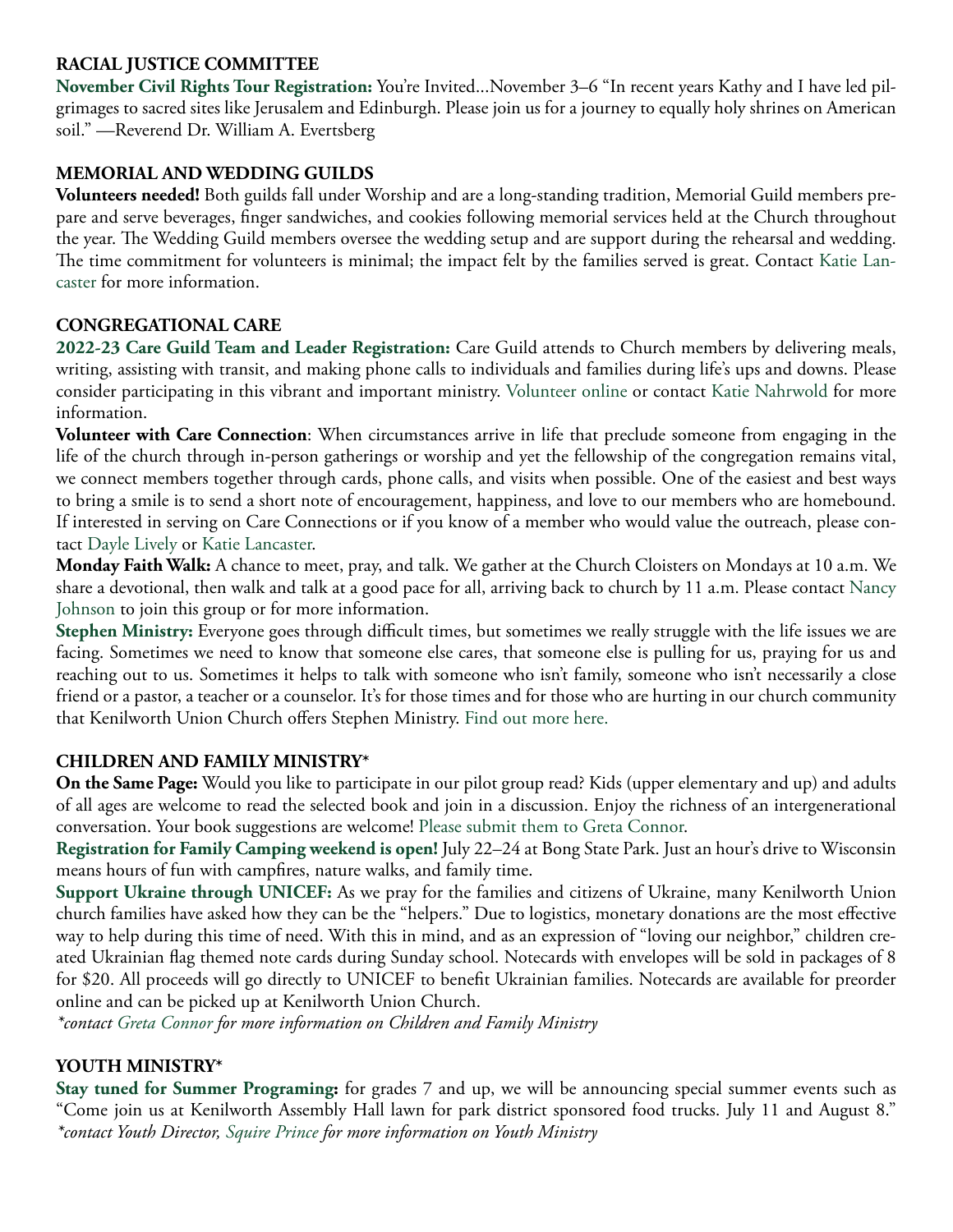## RACIAL JUSTICE COMMITTEE

**November Civil Rights Tour Registration:** You're Invited...November 3–6 "In recent years Kathy and I have led pilgrimages to sacred sites like Jerusalem and Edinburgh. Please join us for a journey to equally holy shrines on American soil." —Reverend Dr. William A. Evertsberg

## MEMORIAL AND WEDDING GUILDS

**Volunteers needed!** Both guilds fall under Worship and are a long-standing tradition, Memorial Guild members prepare and serve beverages, finger sandwiches, and cookies following memorial services held at the Church throughout the year. The Wedding Guild members oversee the wedding setup and are support during the rehearsal and wedding. The time commitment for volunteers is minimal; the impact felt by the families served is great. Contact Katie Lancaster for more information.

## CONGREGATIONAL CARE

**2022-23 Care Guild Team and Leader Registration:** Care Guild attends to Church members by delivering meals, writing, assisting with transit, and making phone calls to individuals and families during life's ups and downs. Please consider participating in this vibrant and important ministry. Volunteer online or contact Katie Nahrwold for more information.

**Volunteer with Care Connection**: When circumstances arrive in life that preclude someone from engaging in the life of the church through in-person gatherings or worship and yet the fellowship of the congregation remains vital, we connect members together through cards, phone calls, and visits when possible. One of the easiest and best ways to bring a smile is to send a short note of encouragement, happiness, and love to our members who are homebound. If interested in serving on Care Connections or if you know of a member who would value the outreach, please contact Dayle Lively or Katie Lancaster.

**Monday Faith Walk:** A chance to meet, pray, and talk. We gather at the Church Cloisters on Mondays at 10 a.m. We share a devotional, then walk and talk at a good pace for all, arriving back to church by 11 a.m. Please contact Nancy Johnson to join this group or for more information.

**Stephen Ministry:** Everyone goes through difficult times, but sometimes we really struggle with the life issues we are facing. Sometimes we need to know that someone else cares, that someone else is pulling for us, praying for us and reaching out to us. Sometimes it helps to talk with someone who isn't family, someone who isn't necessarily a close friend or a pastor, a teacher or a counselor. It's for those times and for those who are hurting in our church community that Kenilworth Union Church offers Stephen Ministry. Find out more here.

## CHILDREN AND FAMILY MINISTRY*

**On the Same Page:** Would you like to participate in our pilot group read? Kids (upper elementary and up) and adults of all ages are welcome to read the selected book and join in a discussion. Enjoy the richness of an intergenerational conversation. Your book suggestions are welcome! Please submit them to Greta Connor.

**Registration for Family Camping weekend is open!** July 22–24 at Bong State Park. Just an hour's drive to Wisconsin means hours of fun with campfires, nature walks, and family time.

**Support Ukraine through UNICEF:** As we pray for the families and citizens of Ukraine, many Kenilworth Union church families have asked how they can be the "helpers." Due to logistics, monetary donations are the most effective way to help during this time of need. With this in mind, and as an expression of "loving our neighbor," children created Ukrainian flag themed note cards during Sunday school. Notecards with envelopes will be sold in packages of 8 for $20. All proceeds will go directly to UNICEF to benefit Ukrainian families. Notecards are available for preorder online and can be picked up at Kenilworth Union Church.

*\*contact Greta Connor for more information on Children and Family Ministry*

## YOUTH MINISTRY*

**Stay tuned for Summer Programing:** for grades 7 and up, we will be announcing special summer events such as "Come join us at Kenilworth Assembly Hall lawn for park district sponsored food trucks. July 11 and August 8."

*\*contact Youth Director, Squire Prince for more information on Youth Ministry*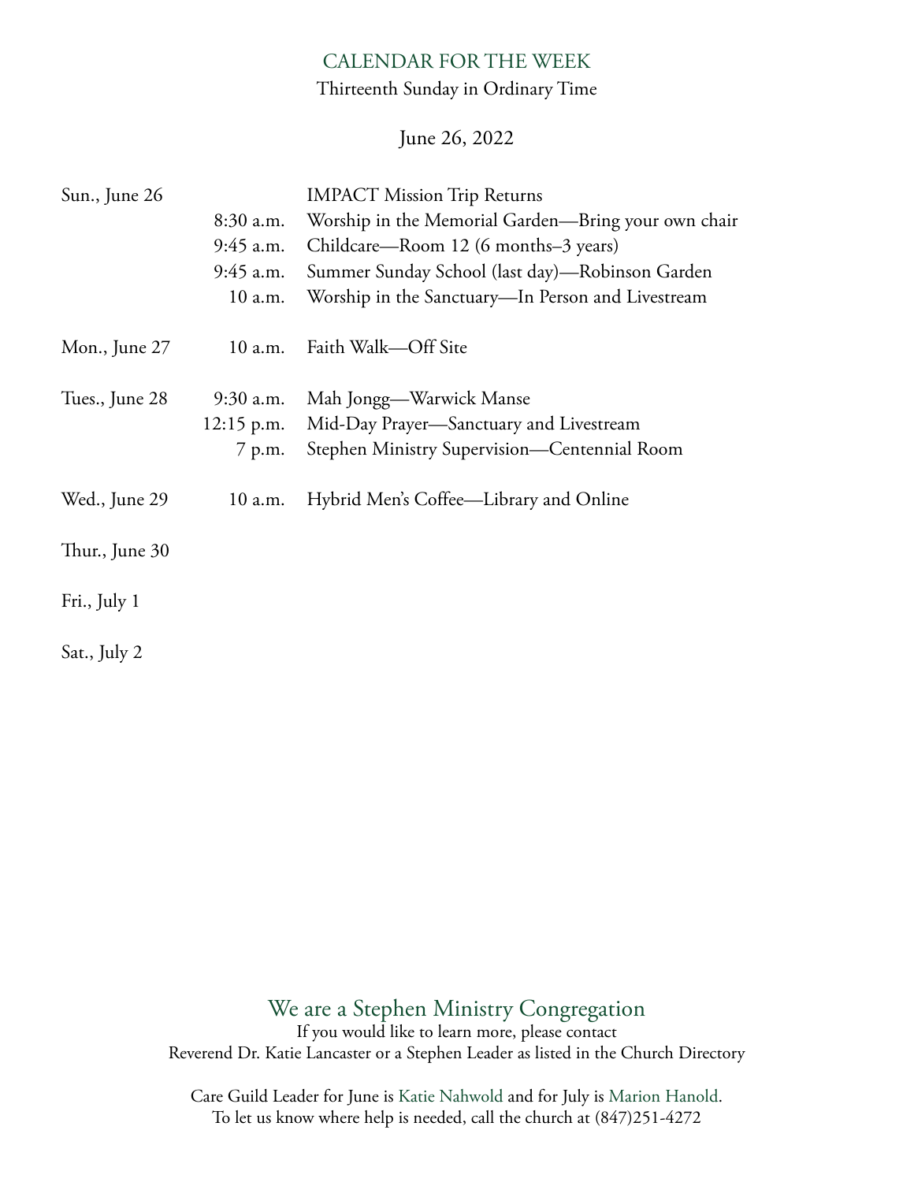## CALENDAR FOR THE WEEK

Thirteenth Sunday in Ordinary Time

June 26, 2022

| | | |
|---|---|---|
| Sun., June 26 | | IMPACT Mission Trip Returns |
| | 8:30 a.m. | Worship in the Memorial Garden—Bring your own chair |
| | 9:45 a.m. | Childcare—Room 12 (6 months–3 years) |
| | 9:45 a.m. | Summer Sunday School (last day)—Robinson Garden |
| | 10 a.m. | Worship in the Sanctuary—In Person and Livestream |
| Mon., June 27 | 10 a.m. | Faith Walk—Off Site |
| Tues., June 28 | 9:30 a.m. | Mah Jongg—Warwick Manse |
| | 12:15 p.m. | Mid-Day Prayer—Sanctuary and Livestream |
| | 7 p.m. | Stephen Ministry Supervision—Centennial Room |
| Wed., June 29 | 10 a.m. | Hybrid Men's Coffee—Library and Online |
| Thur., June 30 | | |
| Fri., July 1 | | |
| Sat., July 2 | | |

## We are a Stephen Ministry Congregation

If you would like to learn more, please contact
Reverend Dr. Katie Lancaster or a Stephen Leader as listed in the Church Directory

Care Guild Leader for June is Katie Nahwold and for July is Marion Hanold.
To let us know where help is needed, call the church at (847)251-4272